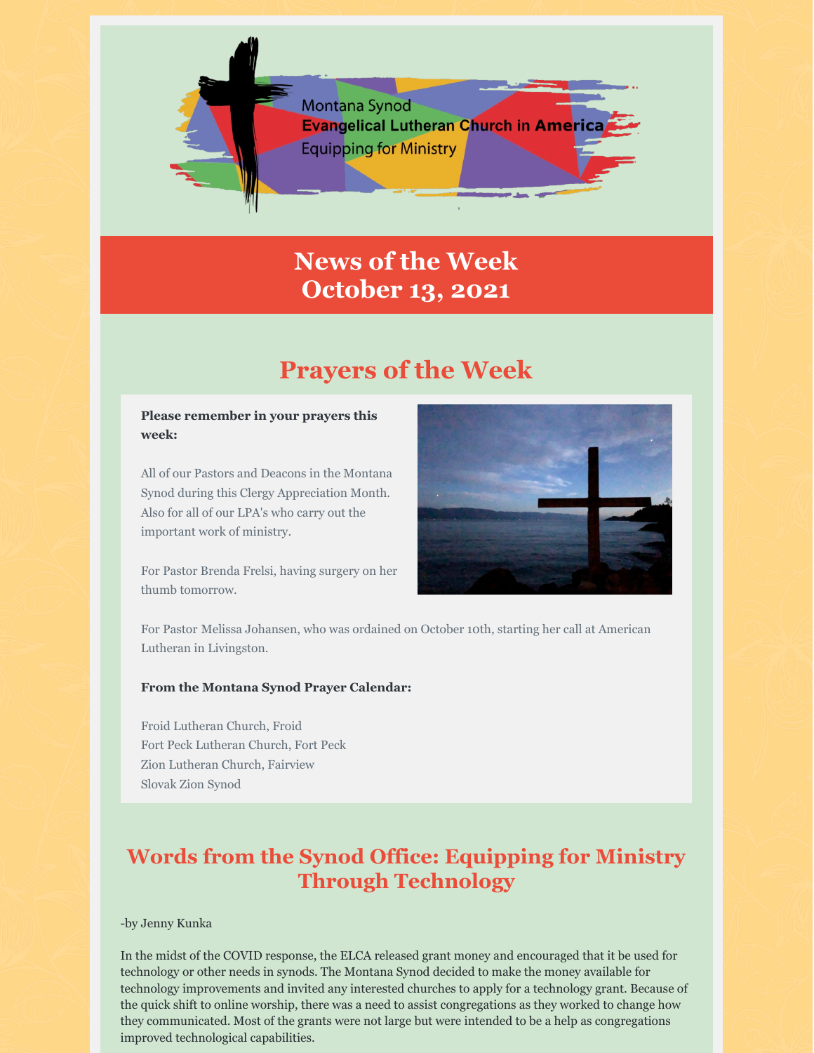Montana Synod
**Evangelical Lutheran Church in America**
Equipping for Ministry

# News of the Week
# October 13, 2021

## Prayers of the Week

**Please remember in your prayers this week:**

All of our Pastors and Deacons in the Montana Synod during this Clergy Appreciation Month. Also for all of our LPA's who carry out the important work of ministry.

For Pastor Brenda Frelsi, having surgery on her thumb tomorrow.

For Pastor Melissa Johansen, who was ordained on October 10th, starting her call at American Lutheran in Livingston.

**From the Montana Synod Prayer Calendar:**

Froid Lutheran Church, Froid
Fort Peck Lutheran Church, Fort Peck
Zion Lutheran Church, Fairview
Slovak Zion Synod

## Words from the Synod Office: Equipping for Ministry Through Technology

-by Jenny Kunka

In the midst of the COVID response, the ELCA released grant money and encouraged that it be used for technology or other needs in synods. The Montana Synod decided to make the money available for technology improvements and invited any interested churches to apply for a technology grant. Because of the quick shift to online worship, there was a need to assist congregations as they worked to change how they communicated. Most of the grants were not large but were intended to be a help as congregations improved technological capabilities.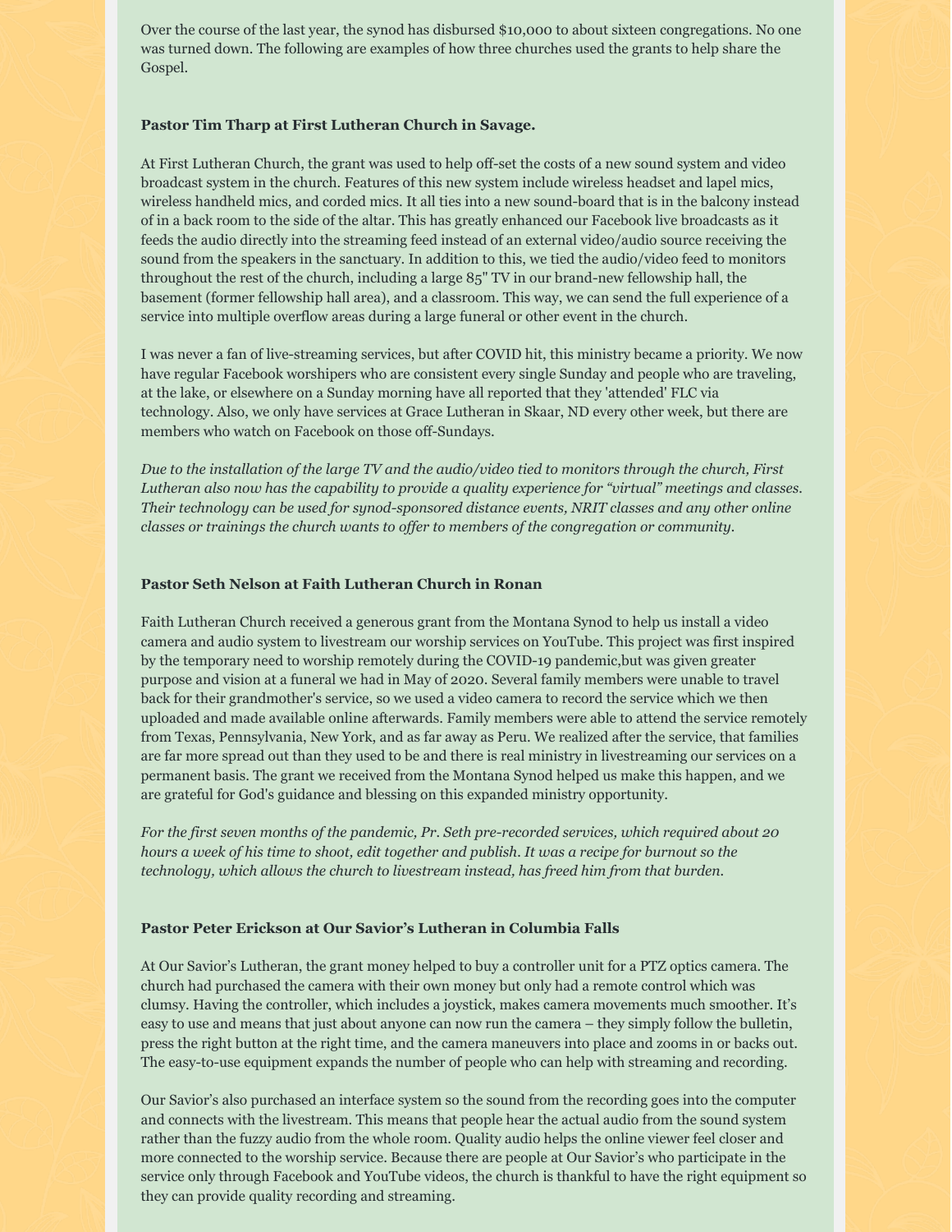Over the course of the last year, the synod has disbursed $10,000 to about sixteen congregations. No one was turned down. The following are examples of how three churches used the grants to help share the Gospel.

**Pastor Tim Tharp at First Lutheran Church in Savage.**

At First Lutheran Church, the grant was used to help off-set the costs of a new sound system and video broadcast system in the church. Features of this new system include wireless headset and lapel mics, wireless handheld mics, and corded mics. It all ties into a new sound-board that is in the balcony instead of in a back room to the side of the altar. This has greatly enhanced our Facebook live broadcasts as it feeds the audio directly into the streaming feed instead of an external video/audio source receiving the sound from the speakers in the sanctuary. In addition to this, we tied the audio/video feed to monitors throughout the rest of the church, including a large 85" TV in our brand-new fellowship hall, the basement (former fellowship hall area), and a classroom. This way, we can send the full experience of a service into multiple overflow areas during a large funeral or other event in the church.

I was never a fan of live-streaming services, but after COVID hit, this ministry became a priority. We now have regular Facebook worshipers who are consistent every single Sunday and people who are traveling, at the lake, or elsewhere on a Sunday morning have all reported that they 'attended' FLC via technology. Also, we only have services at Grace Lutheran in Skaar, ND every other week, but there are members who watch on Facebook on those off-Sundays.

*Due to the installation of the large TV and the audio/video tied to monitors through the church, First Lutheran also now has the capability to provide a quality experience for "virtual" meetings and classes. Their technology can be used for synod-sponsored distance events, NRIT classes and any other online classes or trainings the church wants to offer to members of the congregation or community.*

**Pastor Seth Nelson at Faith Lutheran Church in Ronan**

Faith Lutheran Church received a generous grant from the Montana Synod to help us install a video camera and audio system to livestream our worship services on YouTube. This project was first inspired by the temporary need to worship remotely during the COVID-19 pandemic,but was given greater purpose and vision at a funeral we had in May of 2020. Several family members were unable to travel back for their grandmother's service, so we used a video camera to record the service which we then uploaded and made available online afterwards. Family members were able to attend the service remotely from Texas, Pennsylvania, New York, and as far away as Peru. We realized after the service, that families are far more spread out than they used to be and there is real ministry in livestreaming our services on a permanent basis. The grant we received from the Montana Synod helped us make this happen, and we are grateful for God's guidance and blessing on this expanded ministry opportunity.

*For the first seven months of the pandemic, Pr. Seth pre-recorded services, which required about 20 hours a week of his time to shoot, edit together and publish. It was a recipe for burnout so the technology, which allows the church to livestream instead, has freed him from that burden.*

**Pastor Peter Erickson at Our Savior's Lutheran in Columbia Falls**

At Our Savior's Lutheran, the grant money helped to buy a controller unit for a PTZ optics camera. The church had purchased the camera with their own money but only had a remote control which was clumsy. Having the controller, which includes a joystick, makes camera movements much smoother. It's easy to use and means that just about anyone can now run the camera – they simply follow the bulletin, press the right button at the right time, and the camera maneuvers into place and zooms in or backs out. The easy-to-use equipment expands the number of people who can help with streaming and recording.

Our Savior's also purchased an interface system so the sound from the recording goes into the computer and connects with the livestream. This means that people hear the actual audio from the sound system rather than the fuzzy audio from the whole room. Quality audio helps the online viewer feel closer and more connected to the worship service. Because there are people at Our Savior's who participate in the service only through Facebook and YouTube videos, the church is thankful to have the right equipment so they can provide quality recording and streaming.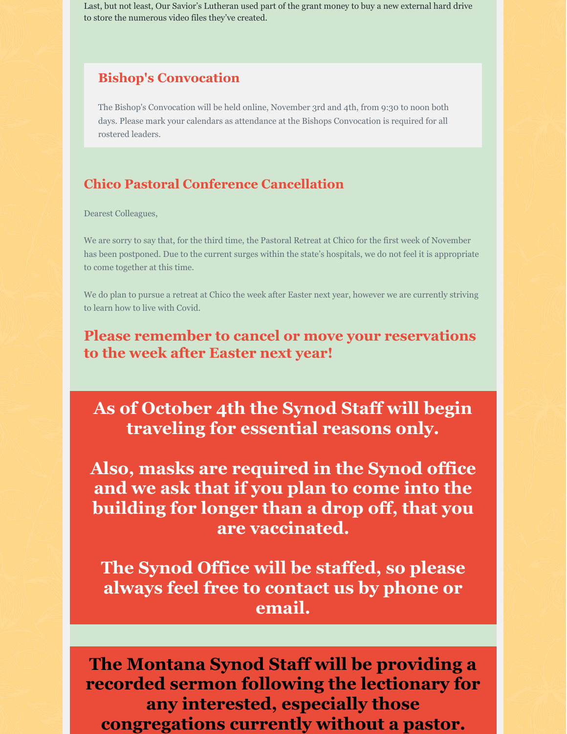Last, but not least, Our Savior's Lutheran used part of the grant money to buy a new external hard drive to store the numerous video files they've created.

## Bishop's Convocation

The Bishop's Convocation will be held online, November 3rd and 4th, from 9:30 to noon both days. Please mark your calendars as attendance at the Bishops Convocation is required for all rostered leaders.

## Chico Pastoral Conference Cancellation

Dearest Colleagues,

We are sorry to say that, for the third time, the Pastoral Retreat at Chico for the first week of November has been postponed. Due to the current surges within the state's hospitals, we do not feel it is appropriate to come together at this time.

We do plan to pursue a retreat at Chico the week after Easter next year, however we are currently striving to learn how to live with Covid.

## Please remember to cancel or move your reservations to the week after Easter next year!

## As of October 4th the Synod Staff will begin traveling for essential reasons only.

## Also, masks are required in the Synod office and we ask that if you plan to come into the building for longer than a drop off, that you are vaccinated.

## The Synod Office will be staffed, so please always feel free to contact us by phone or email.

## The Montana Synod Staff will be providing a recorded sermon following the lectionary for any interested, especially those congregations currently without a pastor.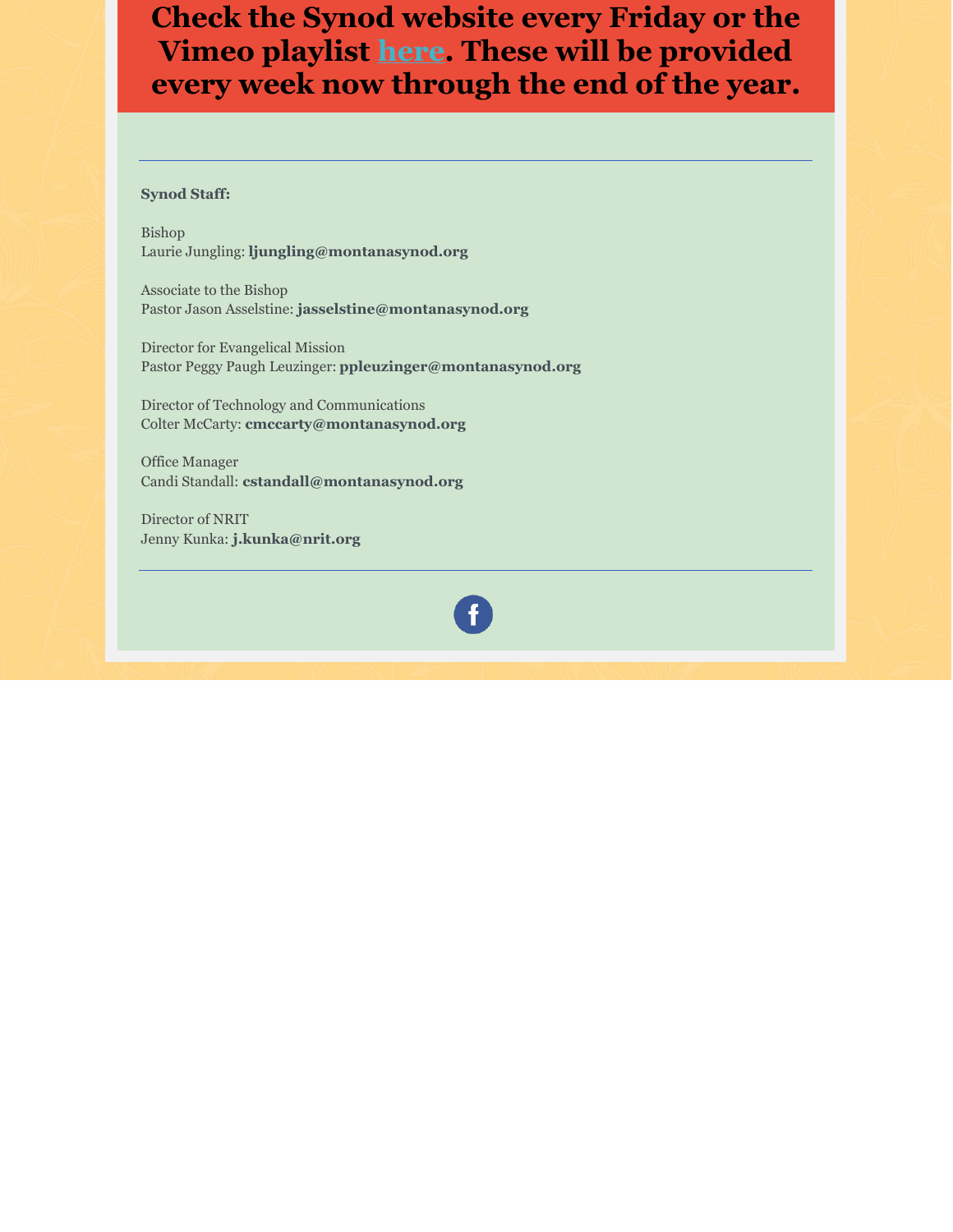**Check the Synod website every Friday or the Vimeo playlist here. These will be provided every week now through the end of the year.**

---

**Synod Staff:**

Bishop
Laurie Jungling: **ljungling@montanasynod.org**

Associate to the Bishop
Pastor Jason Asselstine: **jasselstine@montanasynod.org**

Director for Evangelical Mission
Pastor Peggy Paugh Leuzinger: **ppleuzinger@montanasynod.org**

Director of Technology and Communications
Colter McCarty: **cmccarty@montanasynod.org**

Office Manager
Candi Standall: **cstandall@montanasynod.org**

Director of NRIT
Jenny Kunka: **j.kunka@nrit.org**

---